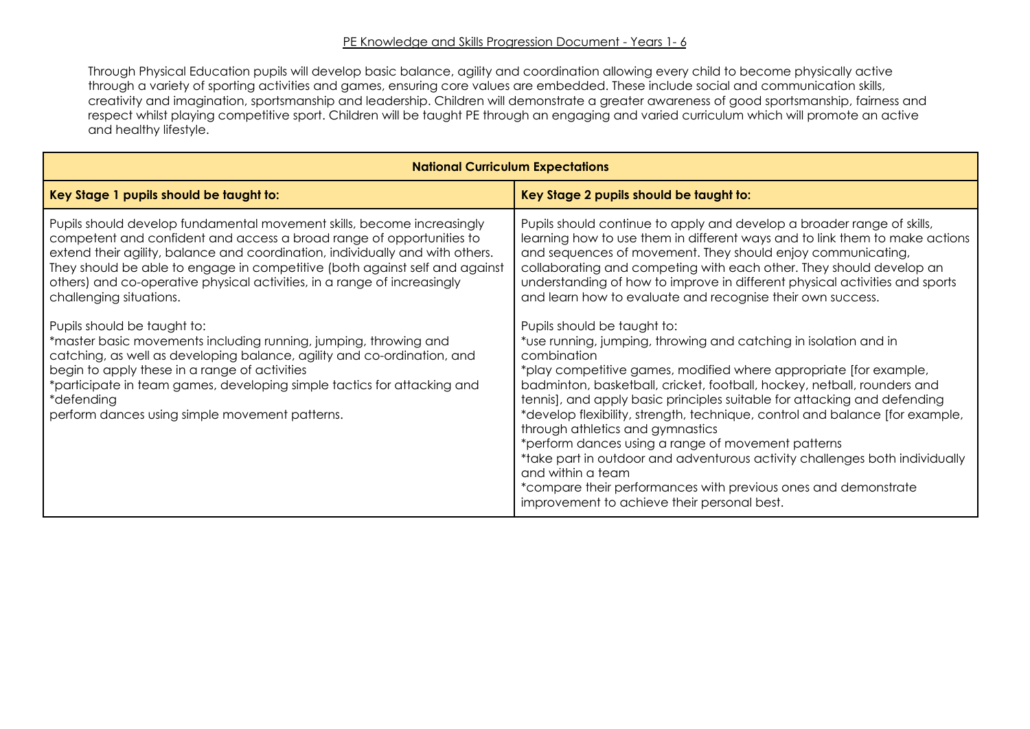# PE Knowledge and Skills Progression Document - Years 1- 6

Through Physical Education pupils will develop basic balance, agility and coordination allowing every child to become physically active through a variety of sporting activities and games, ensuring core values are embedded. These include social and communication skills, creativity and imagination, sportsmanship and leadership. Children will demonstrate a greater awareness of good sportsmanship, fairness and respect whilst playing competitive sport. Children will be taught PE through an engaging and varied curriculum which will promote an active and healthy lifestyle.

| **National Curriculum Expectations** | |
|---|---|
| **Key Stage 1 pupils should be taught to:** | **Key Stage 2 pupils should be taught to:** |
| Pupils should develop fundamental movement skills, become increasingly competent and confident and access a broad range of opportunities to extend their agility, balance and coordination, individually and with others. They should be able to engage in competitive (both against self and against others) and co-operative physical activities, in a range of increasingly challenging situations.<br><br>Pupils should be taught to:<br>*master basic movements including running, jumping, throwing and catching, as well as developing balance, agility and co-ordination, and begin to apply these in a range of activities<br>*participate in team games, developing simple tactics for attacking and<br>*defending<br>perform dances using simple movement patterns. | Pupils should continue to apply and develop a broader range of skills, learning how to use them in different ways and to link them to make actions and sequences of movement. They should enjoy communicating, collaborating and competing with each other. They should develop an understanding of how to improve in different physical activities and sports and learn how to evaluate and recognise their own success.<br><br>Pupils should be taught to:<br>*use running, jumping, throwing and catching in isolation and in combination<br>*play competitive games, modified where appropriate [for example, badminton, basketball, cricket, football, hockey, netball, rounders and tennis], and apply basic principles suitable for attacking and defending<br>*develop flexibility, strength, technique, control and balance [for example, through athletics and gymnastics<br>*perform dances using a range of movement patterns<br>*take part in outdoor and adventurous activity challenges both individually and within a team<br>*compare their performances with previous ones and demonstrate improvement to achieve their personal best. |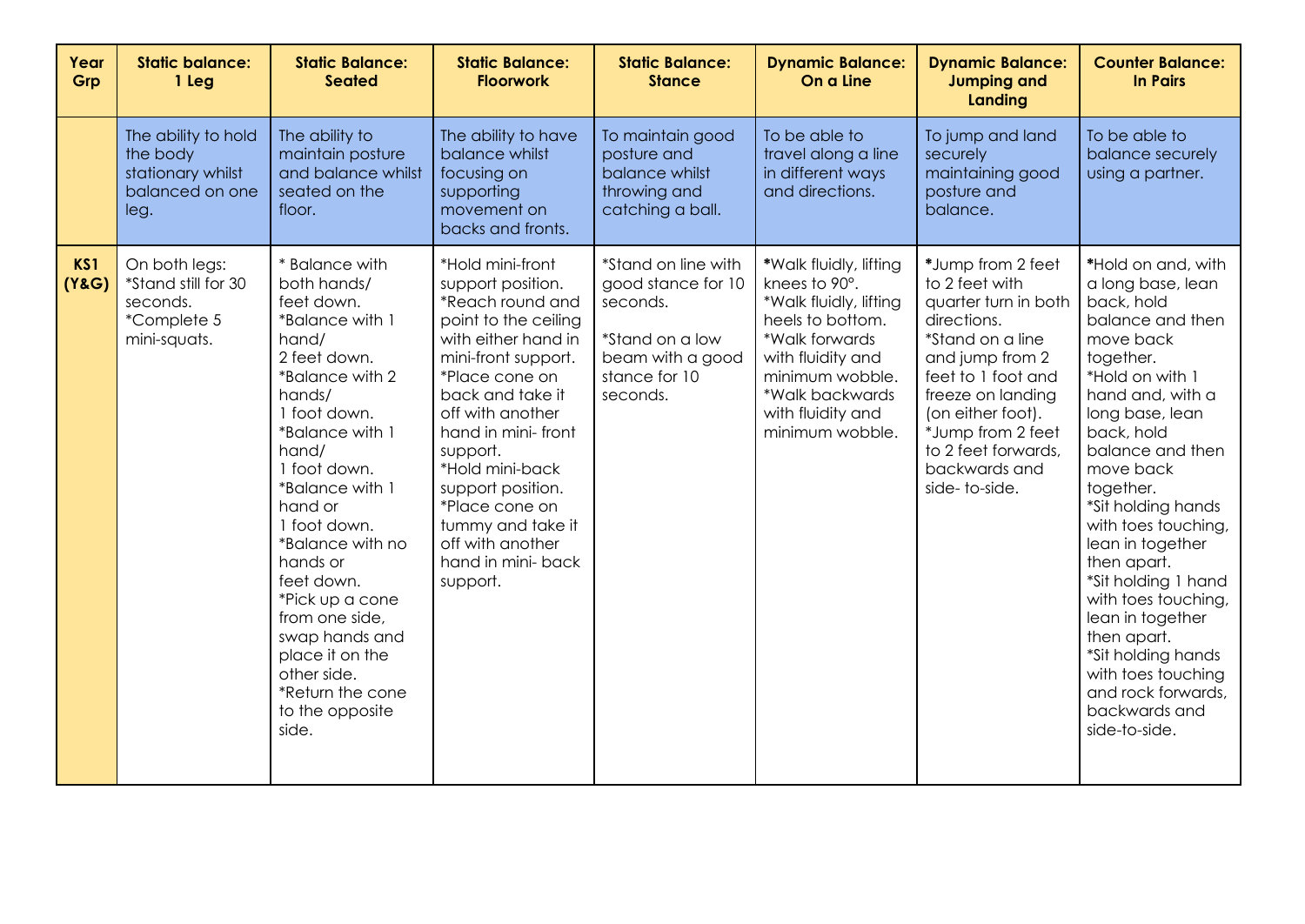| Year Grp | Static balance: 1 Leg | Static Balance: Seated | Static Balance: Floorwork | Static Balance: Stance | Dynamic Balance: On a Line | Dynamic Balance: Jumping and Landing | Counter Balance: In Pairs |
|---|---|---|---|---|---|---|---|
| | The ability to hold the body stationary whilst balanced on one leg. | The ability to maintain posture and balance whilst seated on the floor. | The ability to have balance whilst focusing on supporting movement on backs and fronts. | To maintain good posture and balance whilst throwing and catching a ball. | To be able to travel along a line in different ways and directions. | To jump and land securely maintaining good posture and balance. | To be able to balance securely using a partner. |
| **KS1 (Y&G)** | On both legs:<br>*Stand still for 30 seconds.<br>*Complete 5 mini-squats. | * Balance with both hands/ feet down.<br>*Balance with 1 hand/ 2 feet down.<br>*Balance with 2 hands/ 1 foot down.<br>*Balance with 1 hand/ 1 foot down.<br>*Balance with 1 hand or 1 foot down.<br>*Balance with no hands or feet down.<br>*Pick up a cone from one side, swap hands and place it on the other side.<br>*Return the cone to the opposite side. | *Hold mini-front support position.<br>*Reach round and point to the ceiling with either hand in mini-front support.<br>*Place cone on back and take it off with another hand in mini- front support.<br>*Hold mini-back support position.<br>*Place cone on tummy and take it off with another hand in mini- back support. | *Stand on line with good stance for 10 seconds.<br><br>*Stand on a low beam with a good stance for 10 seconds. | *Walk fluidly, lifting knees to 90°.<br>*Walk fluidly, lifting heels to bottom.<br>*Walk forwards with fluidity and minimum wobble.<br>*Walk backwards with fluidity and minimum wobble. | *Jump from 2 feet to 2 feet with quarter turn in both directions.<br>*Stand on a line and jump from 2 feet to 1 foot and freeze on landing (on either foot).<br>*Jump from 2 feet to 2 feet forwards, backwards and side- to-side. | *Hold on and, with a long base, lean back, hold balance and then move back together.<br>*Hold on with 1 hand and, with a long base, lean back, hold balance and then move back together.<br>*Sit holding hands with toes touching, lean in together then apart.<br>*Sit holding 1 hand with toes touching, lean in together then apart.<br>*Sit holding hands with toes touching and rock forwards, backwards and side-to-side. |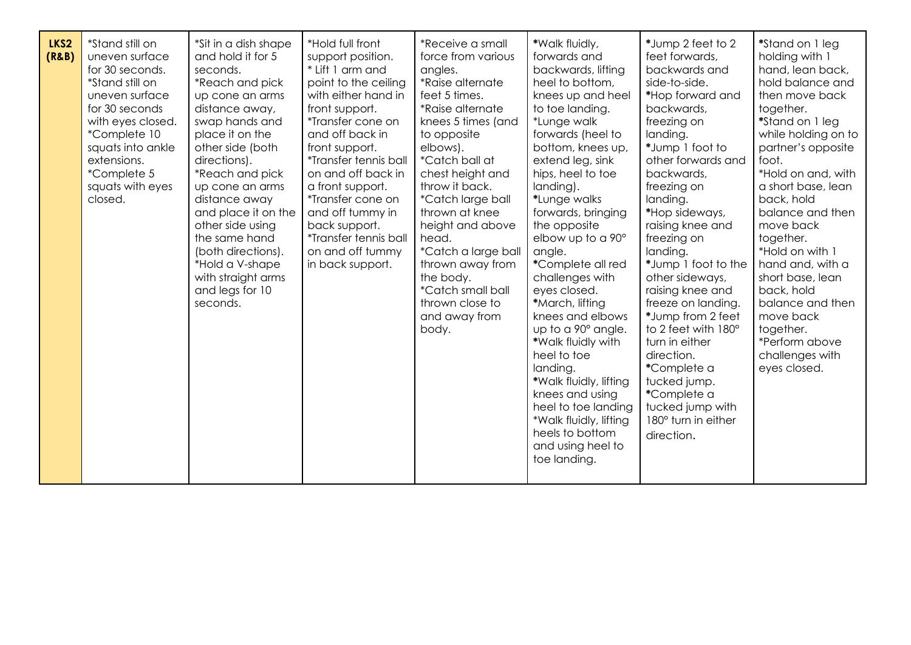| | | | | | | | |
|---|---|---|---|---|---|---|---|
| **LKS2 (R&B)** | *Stand still on uneven surface for 30 seconds.<br>*Stand still on uneven surface for 30 seconds with eyes closed.<br>*Complete 10 squats into ankle extensions.<br>*Complete 5 squats with eyes closed. | *Sit in a dish shape and hold it for 5 seconds.<br>*Reach and pick up cone an arms distance away, swap hands and place it on the other side (both directions).<br>*Reach and pick up cone an arms distance away and place it on the other side using the same hand (both directions).<br>*Hold a V-shape with straight arms and legs for 10 seconds. | *Hold full front support position.<br>* Lift 1 arm and point to the ceiling with either hand in front support.<br>*Transfer cone on and off back in front support.<br>*Transfer tennis ball on and off back in a front support.<br>*Transfer cone on and off tummy in back support.<br>*Transfer tennis ball on and off tummy in back support. | *Receive a small force from various angles.<br>*Raise alternate feet 5 times.<br>*Raise alternate knees 5 times (and to opposite elbows).<br>*Catch ball at chest height and throw it back.<br>*Catch large ball thrown at knee height and above head.<br>*Catch a large ball thrown away from the body.<br>*Catch small ball thrown close to and away from body. | *Walk fluidly, forwards and backwards, lifting heel to bottom, knees up and heel to toe landing.<br>*Lunge walk forwards (heel to bottom, knees up, extend leg, sink hips, heel to toe landing).<br>*Lunge walks forwards, bringing the opposite elbow up to a 90° angle.<br>*Complete all red challenges with eyes closed.<br>*March, lifting knees and elbows up to a 90° angle.<br>*Walk fluidly with heel to toe landing.<br>*Walk fluidly, lifting knees and using heel to toe landing<br>*Walk fluidly, lifting heels to bottom and using heel to toe landing. | *Jump 2 feet to 2 feet forwards, backwards and side-to-side.<br>*Hop forward and backwards, freezing on landing.<br>*Jump 1 foot to other forwards and backwards, freezing on landing.<br>*Hop sideways, raising knee and freezing on landing.<br>*Jump 1 foot to the other sideways, raising knee and freeze on landing.<br>*Jump from 2 feet to 2 feet with 180° turn in either direction.<br>*Complete a tucked jump.<br>*Complete a tucked jump with 180° turn in either direction. | *Stand on 1 leg holding with 1 hand, lean back, hold balance and then move back together.<br>*Stand on 1 leg while holding on to partner's opposite foot.<br>*Hold on and, with a short base, lean back, hold balance and then move back together.<br>*Hold on with 1 hand and, with a short base, lean back, hold balance and then move back together.<br>*Perform above challenges with eyes closed. |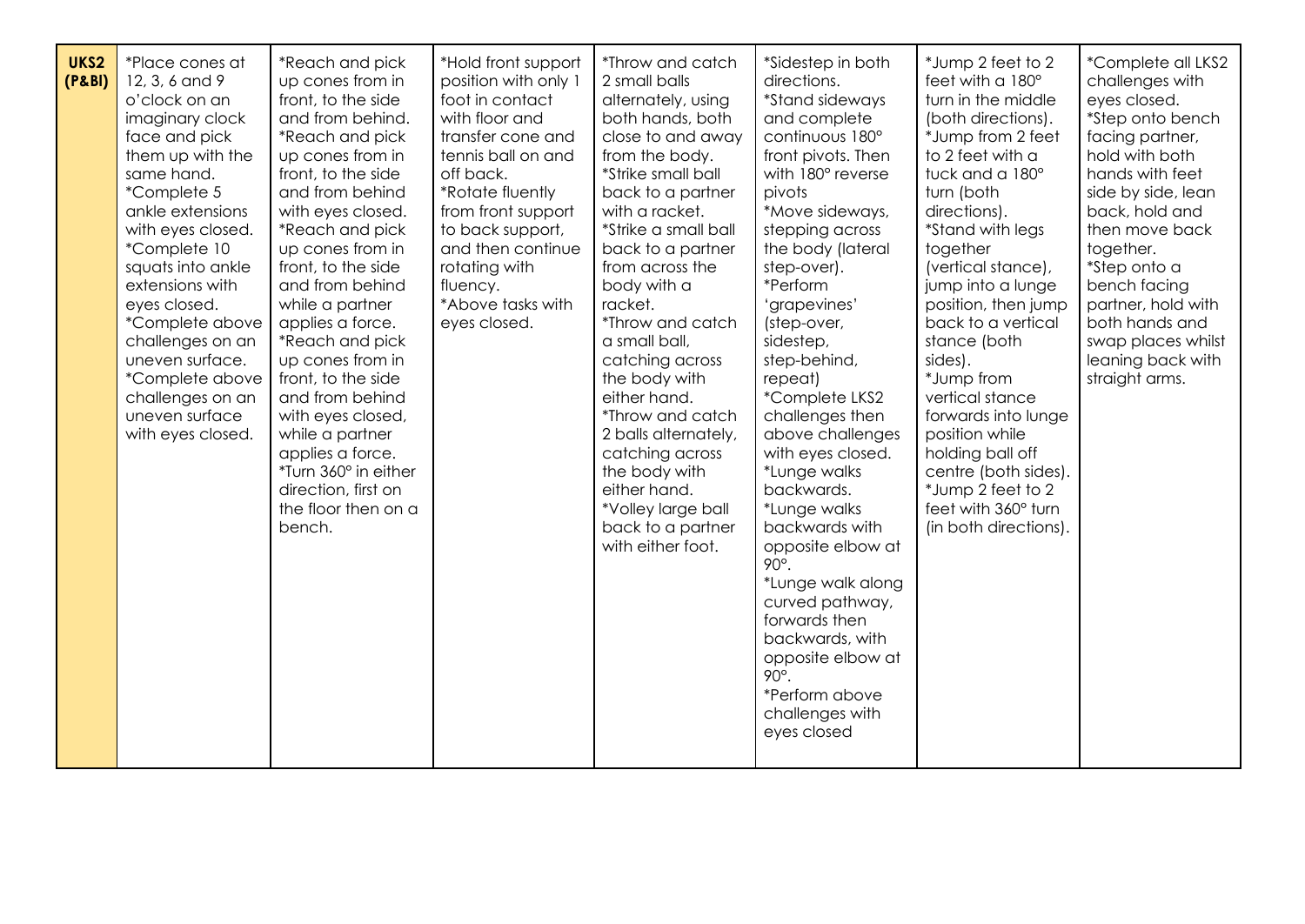| | | | | | | | |
|---|---|---|---|---|---|---|---|
| **UKS2 (P&BI)** | *Place cones at 12, 3, 6 and 9 o'clock on an imaginary clock face and pick them up with the same hand.<br>*Complete 5 ankle extensions with eyes closed.<br>*Complete 10 squats into ankle extensions with eyes closed.<br>*Complete above challenges on an uneven surface.<br>*Complete above challenges on an uneven surface with eyes closed. | *Reach and pick up cones from in front, to the side and from behind.<br>*Reach and pick up cones from in front, to the side and from behind with eyes closed.<br>*Reach and pick up cones from in front, to the side and from behind while a partner applies a force.<br>*Reach and pick up cones from in front, to the side and from behind with eyes closed, while a partner applies a force.<br>*Turn 360° in either direction, first on the floor then on a bench. | *Hold front support position with only 1 foot in contact with floor and transfer cone and tennis ball on and off back.<br>*Rotate fluently from front support to back support, and then continue rotating with fluency.<br>*Above tasks with eyes closed. | *Throw and catch 2 small balls alternately, using both hands, both close to and away from the body.<br>*Strike small ball back to a partner with a racket.<br>*Strike a small ball back to a partner from across the body with a racket.<br>*Throw and catch a small ball, catching across the body with either hand.<br>*Throw and catch 2 balls alternately, catching across the body with either hand.<br>*Volley large ball back to a partner with either foot. | *Sidestep in both directions.<br>*Stand sideways and complete continuous 180° front pivots. Then with 180° reverse pivots<br>*Move sideways, stepping across the body (lateral step-over).<br>*Perform 'grapevines' (step-over, sidestep, step-behind, repeat)<br>*Complete LKS2 challenges then above challenges with eyes closed.<br>*Lunge walks backwards.<br>*Lunge walks backwards with opposite elbow at 90°.<br>*Lunge walk along curved pathway, forwards then backwards, with opposite elbow at 90°.<br>*Perform above challenges with eyes closed | *Jump 2 feet to 2 feet with a 180° turn in the middle (both directions).<br>*Jump from 2 feet to 2 feet with a tuck and a 180° turn (both directions).<br>*Stand with legs together (vertical stance), jump into a lunge position, then jump back to a vertical stance (both sides).<br>*Jump from vertical stance forwards into lunge position while holding ball off centre (both sides).<br>*Jump 2 feet to 2 feet with 360° turn (in both directions). | *Complete all LKS2 challenges with eyes closed.<br>*Step onto bench facing partner, hold with both hands with feet side by side, lean back, hold and then move back together.<br>*Step onto a bench facing partner, hold with both hands and swap places whilst leaning back with straight arms. |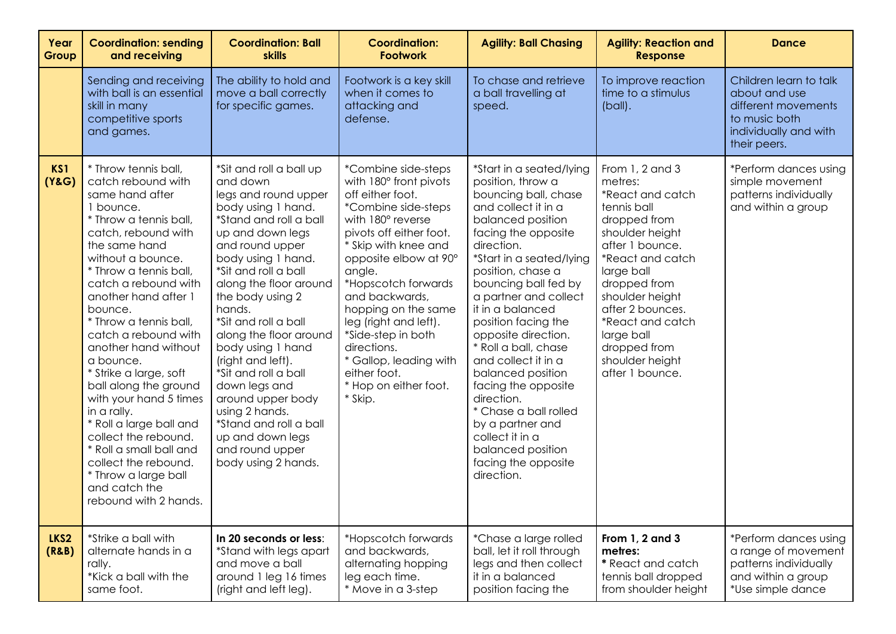| Year Group | Coordination: sending and receiving | Coordination: Ball skills | Coordination: Footwork | Agility: Ball Chasing | Agility: Reaction and Response | Dance |
|---|---|---|---|---|---|---|
| | Sending and receiving with ball is an essential skill in many competitive sports and games. | The ability to hold and move a ball correctly for specific games. | Footwork is a key skill when it comes to attacking and defense. | To chase and retrieve a ball travelling at speed. | To improve reaction time to a stimulus (ball). | Children learn to talk about and use different movements to music both individually and with their peers. |
| **KS1 (Y&G)** | * Throw tennis ball, catch rebound with same hand after 1 bounce.<br>* Throw a tennis ball, catch, rebound with the same hand without a bounce.<br>* Throw a tennis ball, catch a rebound with another hand after 1 bounce.<br>* Throw a tennis ball, catch a rebound with another hand without a bounce.<br>* Strike a large, soft ball along the ground with your hand 5 times in a rally.<br>* Roll a large ball and collect the rebound.<br>* Roll a small ball and collect the rebound.<br>* Throw a large ball and catch the rebound with 2 hands. | *Sit and roll a ball up and down legs and round upper body using 1 hand.<br>*Stand and roll a ball up and down legs and round upper body using 1 hand.<br>*Sit and roll a ball along the floor around the body using 2 hands.<br>*Sit and roll a ball along the floor around body using 1 hand (right and left).<br>*Sit and roll a ball down legs and around upper body using 2 hands.<br>*Stand and roll a ball up and down legs and round upper body using 2 hands. | *Combine side-steps with 180° front pivots off either foot.<br>*Combine side-steps with 180° reverse pivots off either foot.<br>* Skip with knee and opposite elbow at 90° angle.<br>*Hopscotch forwards and backwards, hopping on the same leg (right and left).<br>*Side-step in both directions.<br>* Gallop, leading with either foot.<br>* Hop on either foot.<br>* Skip. | *Start in a seated/lying position, throw a bouncing ball, chase and collect it in a balanced position facing the opposite direction.<br>*Start in a seated/lying position, chase a bouncing ball fed by a partner and collect it in a balanced position facing the opposite direction.<br>* Roll a ball, chase and collect it in a balanced position facing the opposite direction.<br>* Chase a ball rolled by a partner and collect it in a balanced position facing the opposite direction. | From 1, 2 and 3 metres:<br>*React and catch tennis ball dropped from shoulder height after 1 bounce.<br>*React and catch large ball dropped from shoulder height after 2 bounces.<br>*React and catch large ball dropped from shoulder height after 1 bounce. | *Perform dances using simple movement patterns individually and within a group |
| **LKS2 (R&B)** | *Strike a ball with alternate hands in a rally.<br>*Kick a ball with the same foot. | **In 20 seconds or less**:<br>*Stand with legs apart and move a ball around 1 leg 16 times (right and left leg). | *Hopscotch forwards and backwards, alternating hopping leg each time.<br>* Move in a 3-step | *Chase a large rolled ball, let it roll through legs and then collect it in a balanced position facing the | **From 1, 2 and 3 metres:**<br>* React and catch tennis ball dropped from shoulder height | *Perform dances using a range of movement patterns individually and within a group<br>*Use simple dance |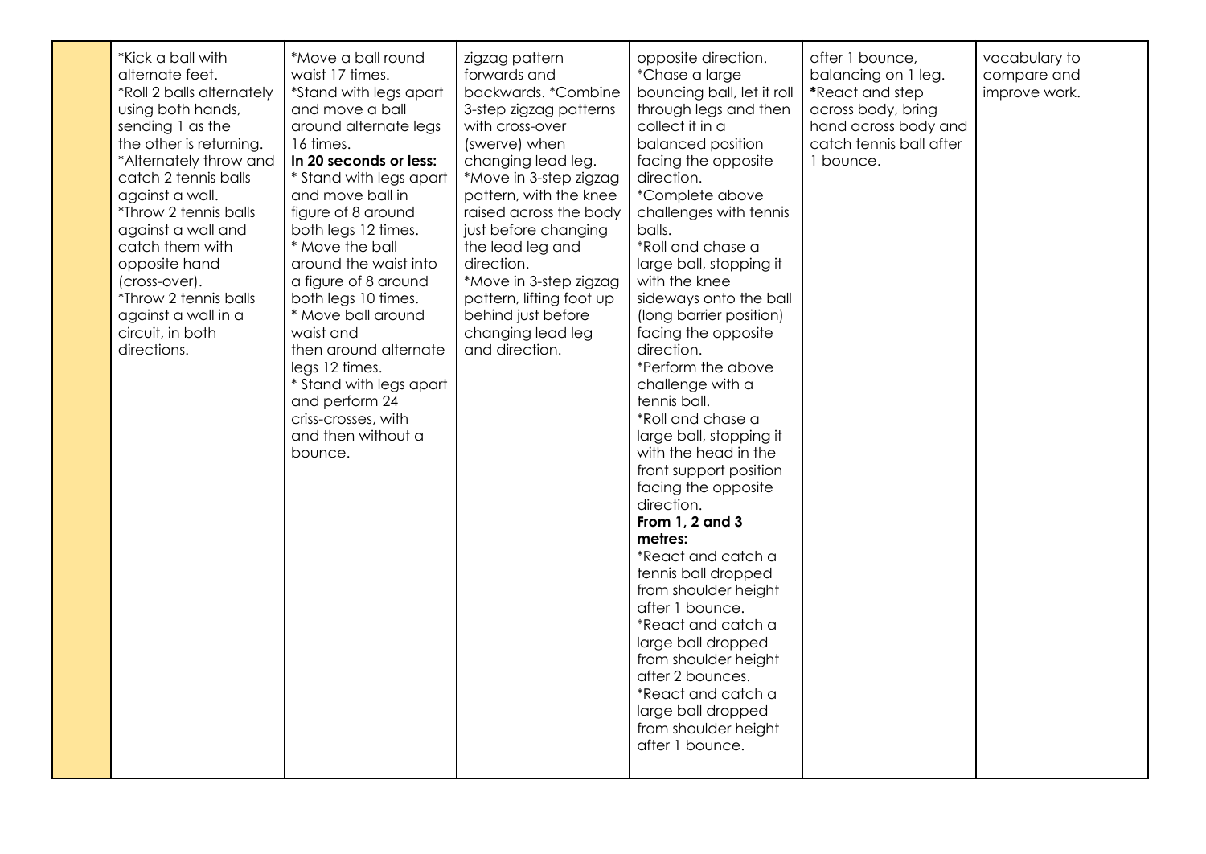| | | | | | | |
|---|---|---|---|---|---|---|
| | *Kick a ball with alternate feet.<br>*Roll 2 balls alternately using both hands, sending 1 as the the other is returning.<br>*Alternately throw and catch 2 tennis balls against a wall.<br>*Throw 2 tennis balls against a wall and catch them with opposite hand (cross-over).<br>*Throw 2 tennis balls against a wall in a circuit, in both directions. | *Move a ball round waist 17 times.<br>*Stand with legs apart and move a ball around alternate legs 16 times.<br>**In 20 seconds or less:**<br>* Stand with legs apart and move ball in figure of 8 around both legs 12 times.<br>* Move the ball around the waist into a figure of 8 around both legs 10 times.<br>* Move ball around waist and then around alternate legs 12 times.<br>* Stand with legs apart and perform 24 criss-crosses, with and then without a bounce. | zigzag pattern forwards and backwards. *Combine 3-step zigzag patterns with cross-over (swerve) when changing lead leg.<br>*Move in 3-step zigzag pattern, with the knee raised across the body just before changing the lead leg and direction.<br>*Move in 3-step zigzag pattern, lifting foot up behind just before changing lead leg and direction. | opposite direction.<br>*Chase a large bouncing ball, let it roll through legs and then collect it in a balanced position facing the opposite direction.<br>*Complete above challenges with tennis balls.<br>*Roll and chase a large ball, stopping it with the knee sideways onto the ball (long barrier position) facing the opposite direction.<br>*Perform the above challenge with a tennis ball.<br>*Roll and chase a large ball, stopping it with the head in the front support position facing the opposite direction.<br>**From 1, 2 and 3 metres:**<br>*React and catch a tennis ball dropped from shoulder height after 1 bounce.<br>*React and catch a large ball dropped from shoulder height after 2 bounces.<br>*React and catch a large ball dropped from shoulder height after 1 bounce. | after 1 bounce, balancing on 1 leg.<br>*React and step across body, bring hand across body and catch tennis ball after 1 bounce. | vocabulary to compare and improve work. |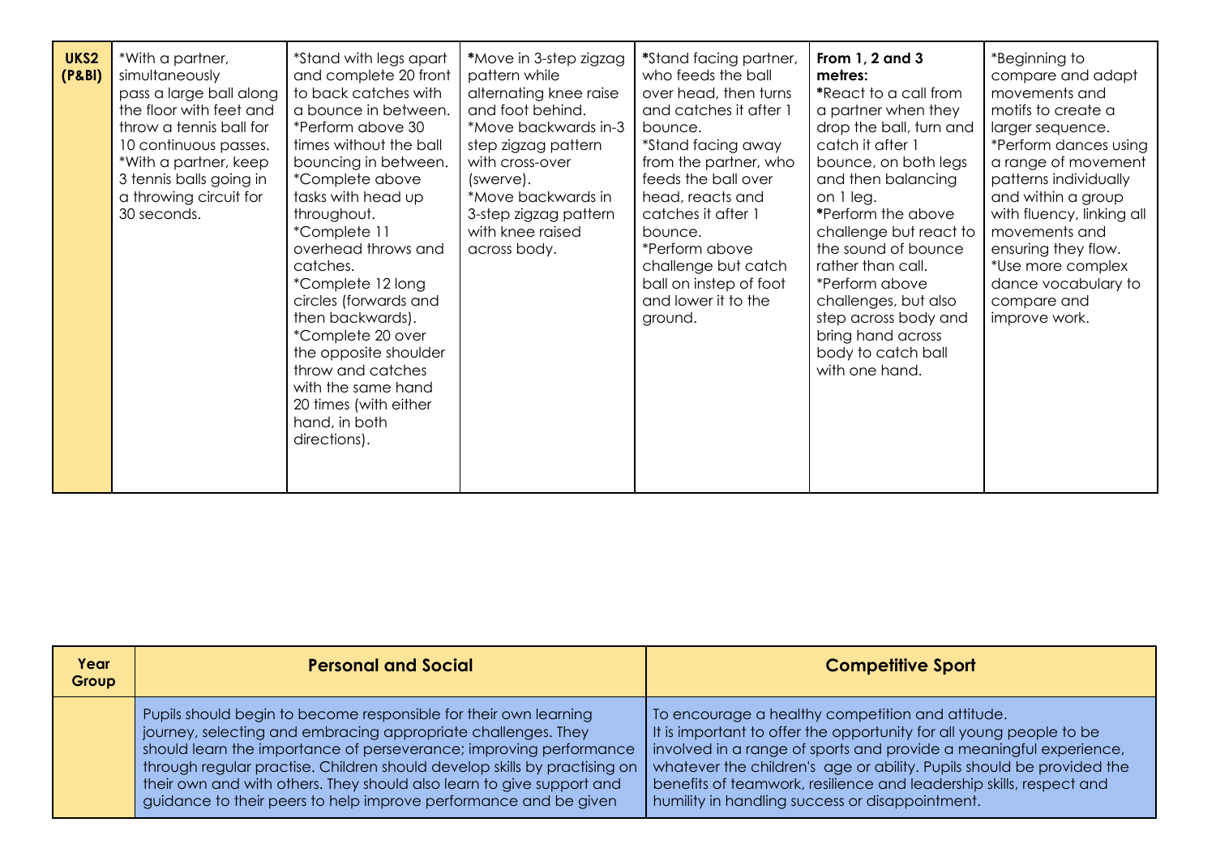| | | | | | | |
|---|---|---|---|---|---|---|
| **UKS2 (P&BI)** | *With a partner, simultaneously pass a large ball along the floor with feet and throw a tennis ball for 10 continuous passes.<br>*With a partner, keep 3 tennis balls going in a throwing circuit for 30 seconds. | *Stand with legs apart and complete 20 front to back catches with a bounce in between.<br>*Perform above 30 times without the ball bouncing in between.<br>*Complete above tasks with head up throughout.<br>*Complete 11 overhead throws and catches.<br>*Complete 12 long circles (forwards and then backwards).<br>*Complete 20 over the opposite shoulder throw and catches with the same hand 20 times (with either hand, in both directions). | ***Move in 3-step zigzag pattern while alternating knee raise and foot behind.<br>*Move backwards in-3 step zigzag pattern with cross-over (swerve).<br>*Move backwards in 3-step zigzag pattern with knee raised across body. | ***Stand facing partner, who feeds the ball over head, then turns and catches it after 1 bounce.<br>*Stand facing away from the partner, who feeds the ball over head, reacts and catches it after 1 bounce.<br>*Perform above challenge but catch ball on instep of foot and lower it to the ground. | **From 1, 2 and 3 metres:**<br>***React to a call from a partner when they drop the ball, turn and catch it after 1 bounce, on both legs and then balancing on 1 leg.<br>***Perform the above challenge but react to the sound of bounce rather than call.<br>*Perform above challenges, but also step across body and bring hand across body to catch ball with one hand. | *Beginning to compare and adapt movements and motifs to create a larger sequence.<br>*Perform dances using a range of movement patterns individually and within a group with fluency, linking all movements and ensuring they flow.<br>*Use more complex dance vocabulary to compare and improve work. |

| **Year Group** | **Personal and Social** | **Competitive Sport** |
|---|---|---|
| | Pupils should begin to become responsible for their own learning journey, selecting and embracing appropriate challenges. They should learn the importance of perseverance; improving performance through regular practise. Children should develop skills by practising on their own and with others. They should also learn to give support and guidance to their peers to help improve performance and be given | To encourage a healthy competition and attitude.<br>It is important to offer the opportunity for all young people to be involved in a range of sports and provide a meaningful experience, whatever the children's age or ability. Pupils should be provided the benefits of teamwork, resilience and leadership skills, respect and humility in handling success or disappointment. |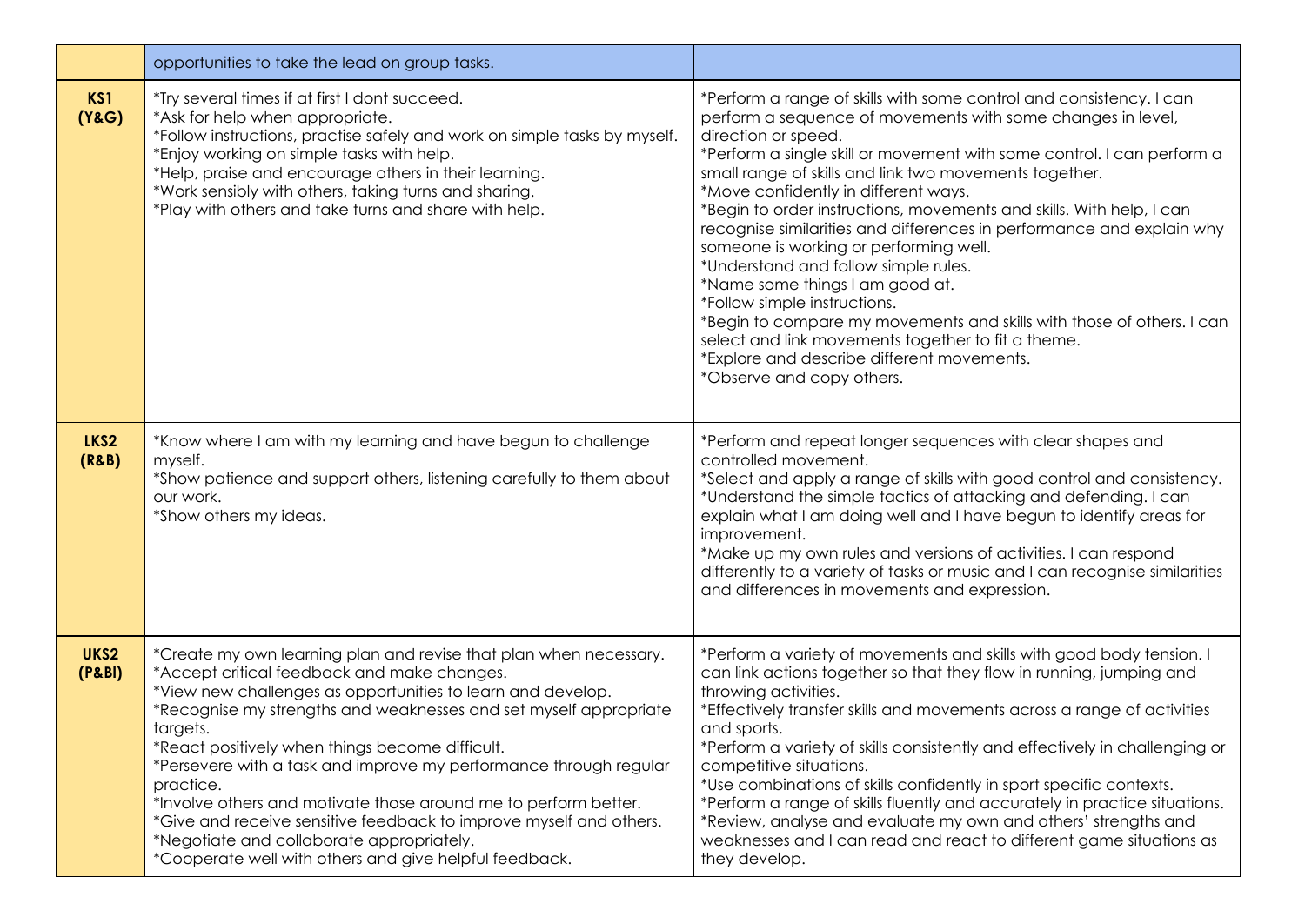| | | |
|---|---|---|
| | opportunities to take the lead on group tasks. | |
| **KS1 (Y&G)** | *Try several times if at first I dont succeed.<br>*Ask for help when appropriate.<br>*Follow instructions, practise safely and work on simple tasks by myself.<br>*Enjoy working on simple tasks with help.<br>*Help, praise and encourage others in their learning.<br>*Work sensibly with others, taking turns and sharing.<br>*Play with others and take turns and share with help. | *Perform a range of skills with some control and consistency. I can perform a sequence of movements with some changes in level, direction or speed.<br>*Perform a single skill or movement with some control. I can perform a small range of skills and link two movements together.<br>*Move confidently in different ways.<br>*Begin to order instructions, movements and skills. With help, I can recognise similarities and differences in performance and explain why someone is working or performing well.<br>*Understand and follow simple rules.<br>*Name some things I am good at.<br>*Follow simple instructions.<br>*Begin to compare my movements and skills with those of others. I can select and link movements together to fit a theme.<br>*Explore and describe different movements.<br>*Observe and copy others. |
| **LKS2 (R&B)** | *Know where I am with my learning and have begun to challenge myself.<br>*Show patience and support others, listening carefully to them about our work.<br>*Show others my ideas. | *Perform and repeat longer sequences with clear shapes and controlled movement.<br>*Select and apply a range of skills with good control and consistency.<br>*Understand the simple tactics of attacking and defending. I can explain what I am doing well and I have begun to identify areas for improvement.<br>*Make up my own rules and versions of activities. I can respond differently to a variety of tasks or music and I can recognise similarities and differences in movements and expression. |
| **UKS2 (P&Bl)** | *Create my own learning plan and revise that plan when necessary.<br>*Accept critical feedback and make changes.<br>*View new challenges as opportunities to learn and develop.<br>*Recognise my strengths and weaknesses and set myself appropriate targets.<br>*React positively when things become difficult.<br>*Persevere with a task and improve my performance through regular practice.<br>*Involve others and motivate those around me to perform better.<br>*Give and receive sensitive feedback to improve myself and others.<br>*Negotiate and collaborate appropriately.<br>*Cooperate well with others and give helpful feedback. | *Perform a variety of movements and skills with good body tension. I can link actions together so that they flow in running, jumping and throwing activities.<br>*Effectively transfer skills and movements across a range of activities and sports.<br>*Perform a variety of skills consistently and effectively in challenging or competitive situations.<br>*Use combinations of skills confidently in sport specific contexts.<br>*Perform a range of skills fluently and accurately in practice situations.<br>*Review, analyse and evaluate my own and others' strengths and weaknesses and I can read and react to different game situations as they develop. |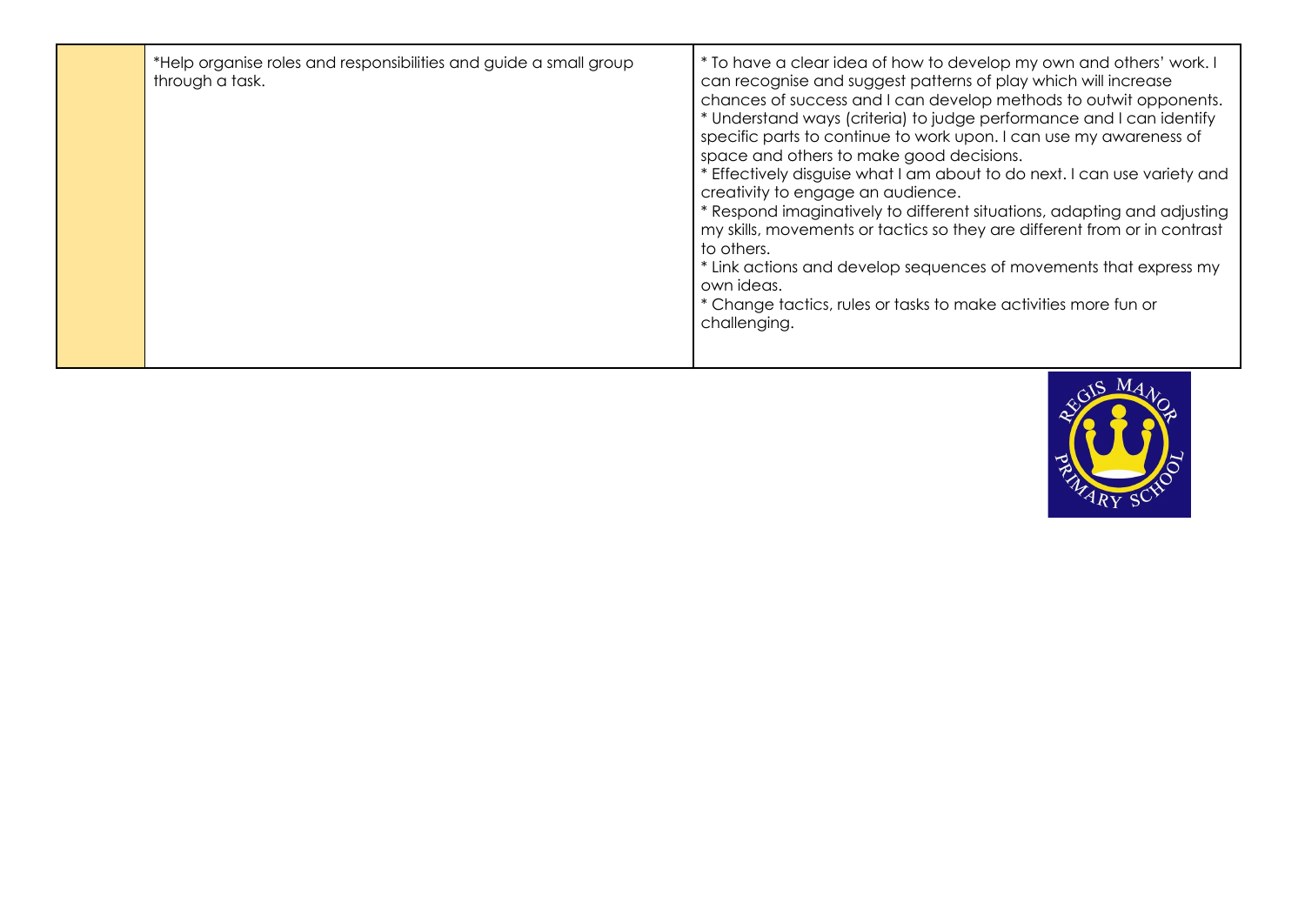| | | |
|---|---|---|
| | *Help organise roles and responsibilities and guide a small group through a task. | * To have a clear idea of how to develop my own and others' work. I can recognise and suggest patterns of play which will increase chances of success and I can develop methods to outwit opponents.<br>* Understand ways (criteria) to judge performance and I can identify specific parts to continue to work upon. I can use my awareness of space and others to make good decisions.<br>* Effectively disguise what I am about to do next. I can use variety and creativity to engage an audience.<br>* Respond imaginatively to different situations, adapting and adjusting my skills, movements or tactics so they are different from or in contrast to others.<br>* Link actions and develop sequences of movements that express my own ideas.<br>* Change tactics, rules or tasks to make activities more fun or challenging. |